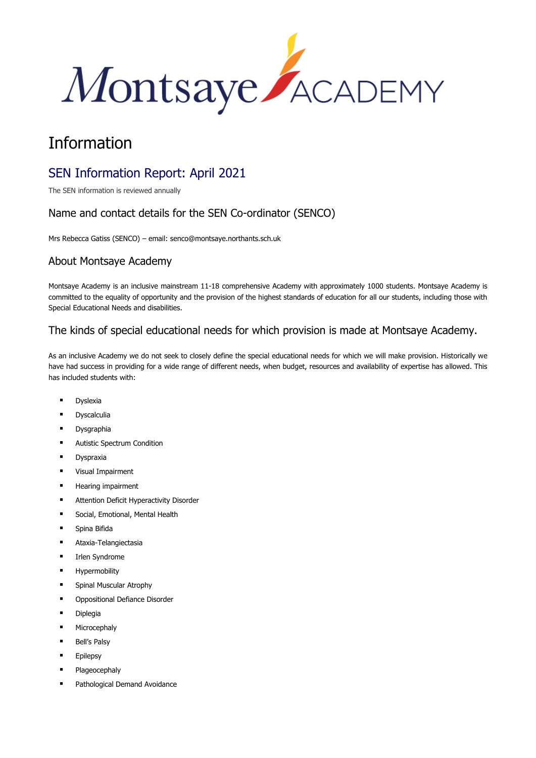Montsaye ACADEMY

# Information

## SEN Information Report: April 2021

The SEN information is reviewed annually

### Name and contact details for the SEN Co-ordinator (SENCO)

Mrs Rebecca Gatiss (SENCO) – email: senco@montsaye.northants.sch.uk

### About Montsaye Academy

Montsaye Academy is an inclusive mainstream 11-18 comprehensive Academy with approximately 1000 students. Montsaye Academy is committed to the equality of opportunity and the provision of the highest standards of education for all our students, including those with Special Educational Needs and disabilities.

### The kinds of special educational needs for which provision is made at Montsaye Academy.

As an inclusive Academy we do not seek to closely define the special educational needs for which we will make provision. Historically we have had success in providing for a wide range of different needs, when budget, resources and availability of expertise has allowed. This has included students with:

- Dyslexia
- Dyscalculia
- Dysgraphia
- Autistic Spectrum Condition
- Dyspraxia
- Visual Impairment
- Hearing impairment
- Attention Deficit Hyperactivity Disorder
- Social, Emotional, Mental Health
- Spina Bifida
- Ataxia-Telangiectasia
- Irlen Syndrome
- Hypermobility
- Spinal Muscular Atrophy
- Oppositional Defiance Disorder
- Diplegia
- Microcephaly
- Bell's Palsy
- Epilepsy
- Plageocephaly
- Pathological Demand Avoidance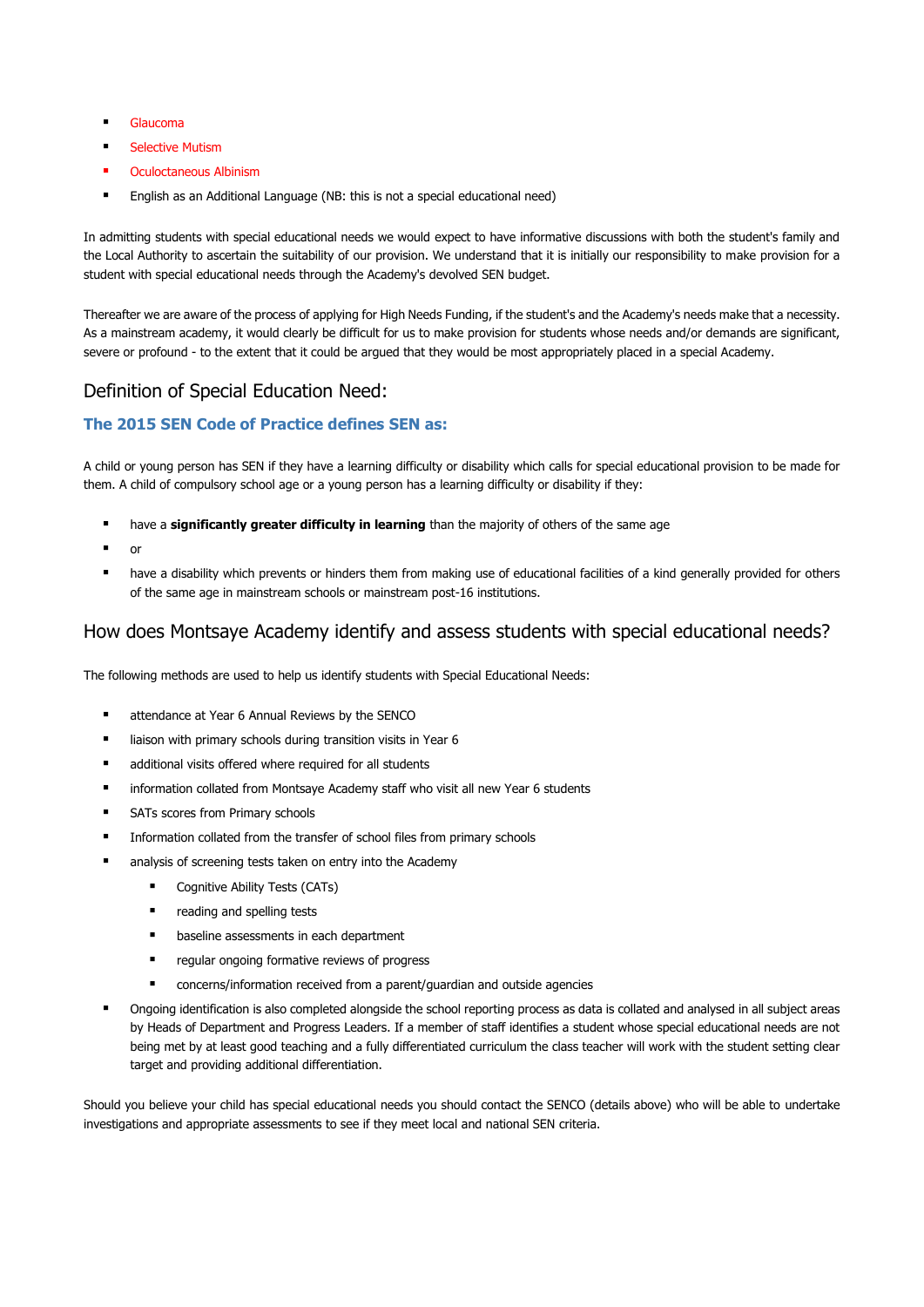- Glaucoma
- Selective Mutism
- Oculoctaneous Albinism
- English as an Additional Language (NB: this is not a special educational need)

In admitting students with special educational needs we would expect to have informative discussions with both the student's family and the Local Authority to ascertain the suitability of our provision. We understand that it is initially our responsibility to make provision for a student with special educational needs through the Academy's devolved SEN budget.

Thereafter we are aware of the process of applying for High Needs Funding, if the student's and the Academy's needs make that a necessity. As a mainstream academy, it would clearly be difficult for us to make provision for students whose needs and/or demands are significant, severe or profound - to the extent that it could be argued that they would be most appropriately placed in a special Academy.

## Definition of Special Education Need:

### The 2015 SEN Code of Practice defines SEN as:

A child or young person has SEN if they have a learning difficulty or disability which calls for special educational provision to be made for them. A child of compulsory school age or a young person has a learning difficulty or disability if they:

- have a **significantly greater difficulty in learning** than the majority of others of the same age
- or
- have a disability which prevents or hinders them from making use of educational facilities of a kind generally provided for others of the same age in mainstream schools or mainstream post-16 institutions.

## How does Montsaye Academy identify and assess students with special educational needs?

The following methods are used to help us identify students with Special Educational Needs:

- attendance at Year 6 Annual Reviews by the SENCO
- liaison with primary schools during transition visits in Year 6
- additional visits offered where required for all students
- information collated from Montsaye Academy staff who visit all new Year 6 students
- SATs scores from Primary schools
- Information collated from the transfer of school files from primary schools
- analysis of screening tests taken on entry into the Academy
    - Cognitive Ability Tests (CATs)
    - reading and spelling tests
    - baseline assessments in each department
    - regular ongoing formative reviews of progress
    - concerns/information received from a parent/guardian and outside agencies
- Ongoing identification is also completed alongside the school reporting process as data is collated and analysed in all subject areas by Heads of Department and Progress Leaders. If a member of staff identifies a student whose special educational needs are not being met by at least good teaching and a fully differentiated curriculum the class teacher will work with the student setting clear target and providing additional differentiation.

Should you believe your child has special educational needs you should contact the SENCO (details above) who will be able to undertake investigations and appropriate assessments to see if they meet local and national SEN criteria.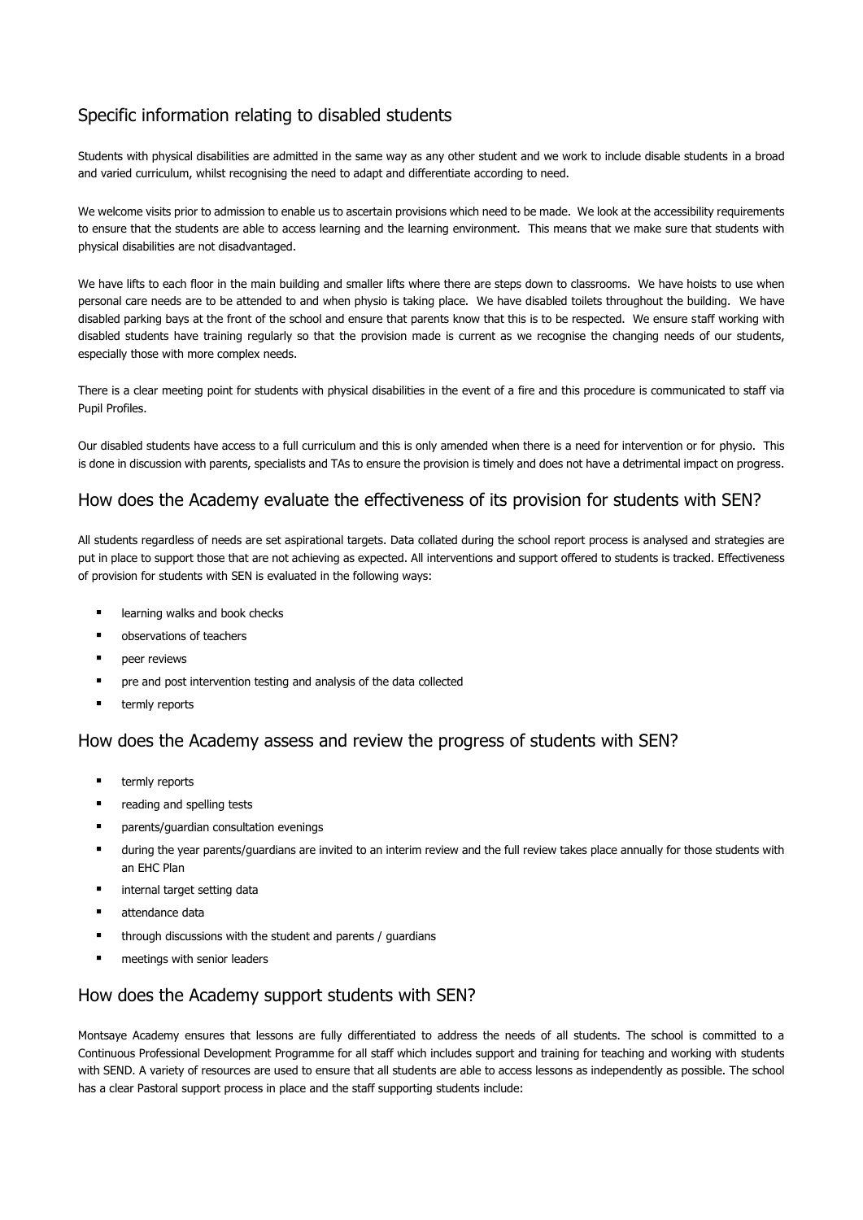## Specific information relating to disabled students

Students with physical disabilities are admitted in the same way as any other student and we work to include disable students in a broad and varied curriculum, whilst recognising the need to adapt and differentiate according to need.

We welcome visits prior to admission to enable us to ascertain provisions which need to be made. We look at the accessibility requirements to ensure that the students are able to access learning and the learning environment. This means that we make sure that students with physical disabilities are not disadvantaged.

We have lifts to each floor in the main building and smaller lifts where there are steps down to classrooms. We have hoists to use when personal care needs are to be attended to and when physio is taking place. We have disabled toilets throughout the building. We have disabled parking bays at the front of the school and ensure that parents know that this is to be respected. We ensure staff working with disabled students have training regularly so that the provision made is current as we recognise the changing needs of our students, especially those with more complex needs.

There is a clear meeting point for students with physical disabilities in the event of a fire and this procedure is communicated to staff via Pupil Profiles.

Our disabled students have access to a full curriculum and this is only amended when there is a need for intervention or for physio. This is done in discussion with parents, specialists and TAs to ensure the provision is timely and does not have a detrimental impact on progress.

## How does the Academy evaluate the effectiveness of its provision for students with SEN?

All students regardless of needs are set aspirational targets. Data collated during the school report process is analysed and strategies are put in place to support those that are not achieving as expected. All interventions and support offered to students is tracked. Effectiveness of provision for students with SEN is evaluated in the following ways:

- learning walks and book checks
- observations of teachers
- peer reviews
- pre and post intervention testing and analysis of the data collected
- termly reports

## How does the Academy assess and review the progress of students with SEN?

- termly reports
- reading and spelling tests
- parents/guardian consultation evenings
- during the year parents/guardians are invited to an interim review and the full review takes place annually for those students with an EHC Plan
- internal target setting data
- attendance data
- through discussions with the student and parents / guardians
- meetings with senior leaders

## How does the Academy support students with SEN?

Montsaye Academy ensures that lessons are fully differentiated to address the needs of all students. The school is committed to a Continuous Professional Development Programme for all staff which includes support and training for teaching and working with students with SEND. A variety of resources are used to ensure that all students are able to access lessons as independently as possible. The school has a clear Pastoral support process in place and the staff supporting students include: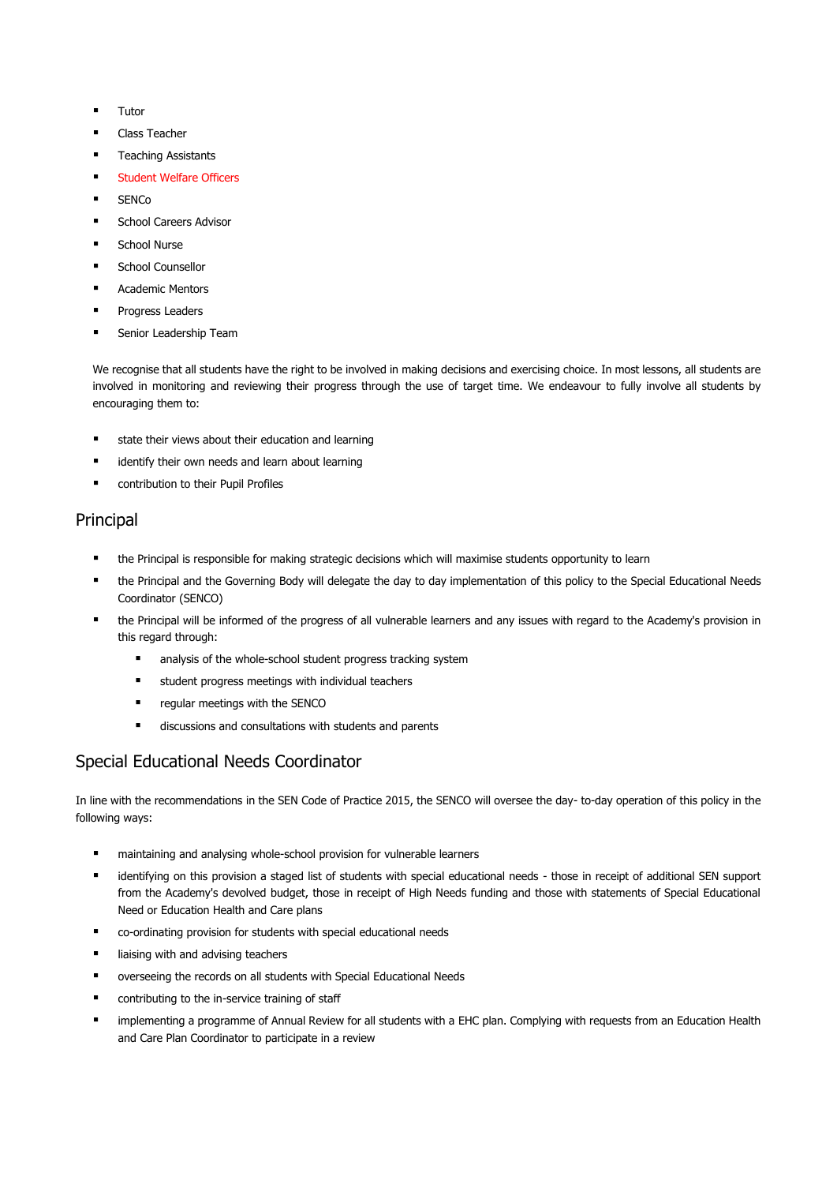- Tutor
- Class Teacher
- Teaching Assistants
- Student Welfare Officers
- SENCo
- School Careers Advisor
- School Nurse
- School Counsellor
- Academic Mentors
- Progress Leaders
- Senior Leadership Team

We recognise that all students have the right to be involved in making decisions and exercising choice. In most lessons, all students are involved in monitoring and reviewing their progress through the use of target time. We endeavour to fully involve all students by encouraging them to:

- state their views about their education and learning
- identify their own needs and learn about learning
- contribution to their Pupil Profiles

## Principal

- the Principal is responsible for making strategic decisions which will maximise students opportunity to learn
- the Principal and the Governing Body will delegate the day to day implementation of this policy to the Special Educational Needs Coordinator (SENCO)
- the Principal will be informed of the progress of all vulnerable learners and any issues with regard to the Academy's provision in this regard through:
  - analysis of the whole-school student progress tracking system
  - student progress meetings with individual teachers
  - regular meetings with the SENCO
  - discussions and consultations with students and parents

## Special Educational Needs Coordinator

In line with the recommendations in the SEN Code of Practice 2015, the SENCO will oversee the day- to-day operation of this policy in the following ways:

- maintaining and analysing whole-school provision for vulnerable learners
- identifying on this provision a staged list of students with special educational needs - those in receipt of additional SEN support from the Academy's devolved budget, those in receipt of High Needs funding and those with statements of Special Educational Need or Education Health and Care plans
- co-ordinating provision for students with special educational needs
- liaising with and advising teachers
- overseeing the records on all students with Special Educational Needs
- contributing to the in-service training of staff
- implementing a programme of Annual Review for all students with a EHC plan. Complying with requests from an Education Health and Care Plan Coordinator to participate in a review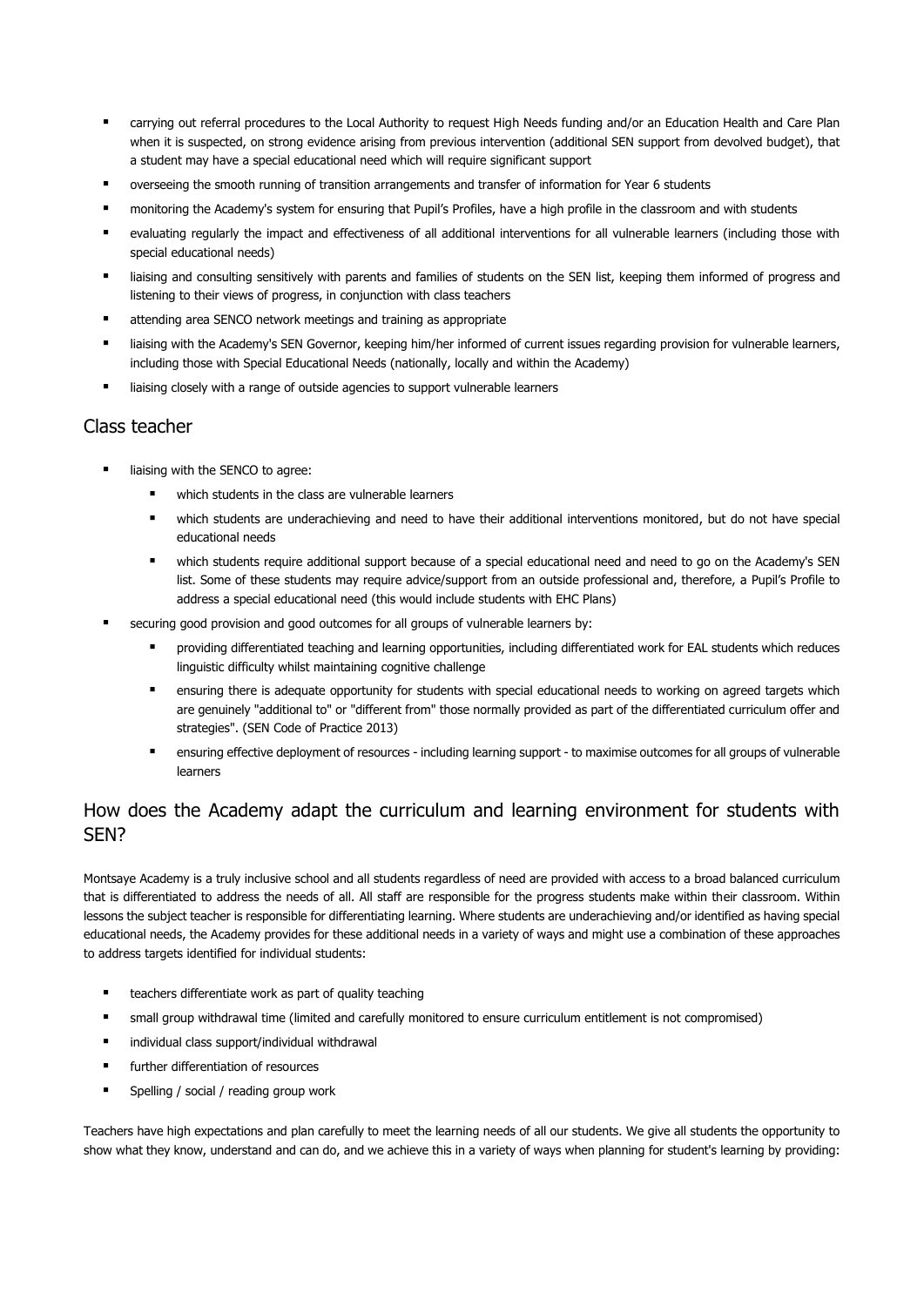- carrying out referral procedures to the Local Authority to request High Needs funding and/or an Education Health and Care Plan when it is suspected, on strong evidence arising from previous intervention (additional SEN support from devolved budget), that a student may have a special educational need which will require significant support
- overseeing the smooth running of transition arrangements and transfer of information for Year 6 students
- monitoring the Academy's system for ensuring that Pupil's Profiles, have a high profile in the classroom and with students
- evaluating regularly the impact and effectiveness of all additional interventions for all vulnerable learners (including those with special educational needs)
- liaising and consulting sensitively with parents and families of students on the SEN list, keeping them informed of progress and listening to their views of progress, in conjunction with class teachers
- attending area SENCO network meetings and training as appropriate
- liaising with the Academy's SEN Governor, keeping him/her informed of current issues regarding provision for vulnerable learners, including those with Special Educational Needs (nationally, locally and within the Academy)
- liaising closely with a range of outside agencies to support vulnerable learners

## Class teacher

- liaising with the SENCO to agree:
  - which students in the class are vulnerable learners
  - which students are underachieving and need to have their additional interventions monitored, but do not have special educational needs
  - which students require additional support because of a special educational need and need to go on the Academy's SEN list. Some of these students may require advice/support from an outside professional and, therefore, a Pupil's Profile to address a special educational need (this would include students with EHC Plans)
- securing good provision and good outcomes for all groups of vulnerable learners by:
  - providing differentiated teaching and learning opportunities, including differentiated work for EAL students which reduces linguistic difficulty whilst maintaining cognitive challenge
  - ensuring there is adequate opportunity for students with special educational needs to working on agreed targets which are genuinely "additional to" or "different from" those normally provided as part of the differentiated curriculum offer and strategies". (SEN Code of Practice 2013)
  - ensuring effective deployment of resources - including learning support - to maximise outcomes for all groups of vulnerable learners

## How does the Academy adapt the curriculum and learning environment for students with SEN?

Montsaye Academy is a truly inclusive school and all students regardless of need are provided with access to a broad balanced curriculum that is differentiated to address the needs of all. All staff are responsible for the progress students make within their classroom. Within lessons the subject teacher is responsible for differentiating learning. Where students are underachieving and/or identified as having special educational needs, the Academy provides for these additional needs in a variety of ways and might use a combination of these approaches to address targets identified for individual students:

- teachers differentiate work as part of quality teaching
- small group withdrawal time (limited and carefully monitored to ensure curriculum entitlement is not compromised)
- individual class support/individual withdrawal
- further differentiation of resources
- Spelling / social / reading group work

Teachers have high expectations and plan carefully to meet the learning needs of all our students. We give all students the opportunity to show what they know, understand and can do, and we achieve this in a variety of ways when planning for student's learning by providing: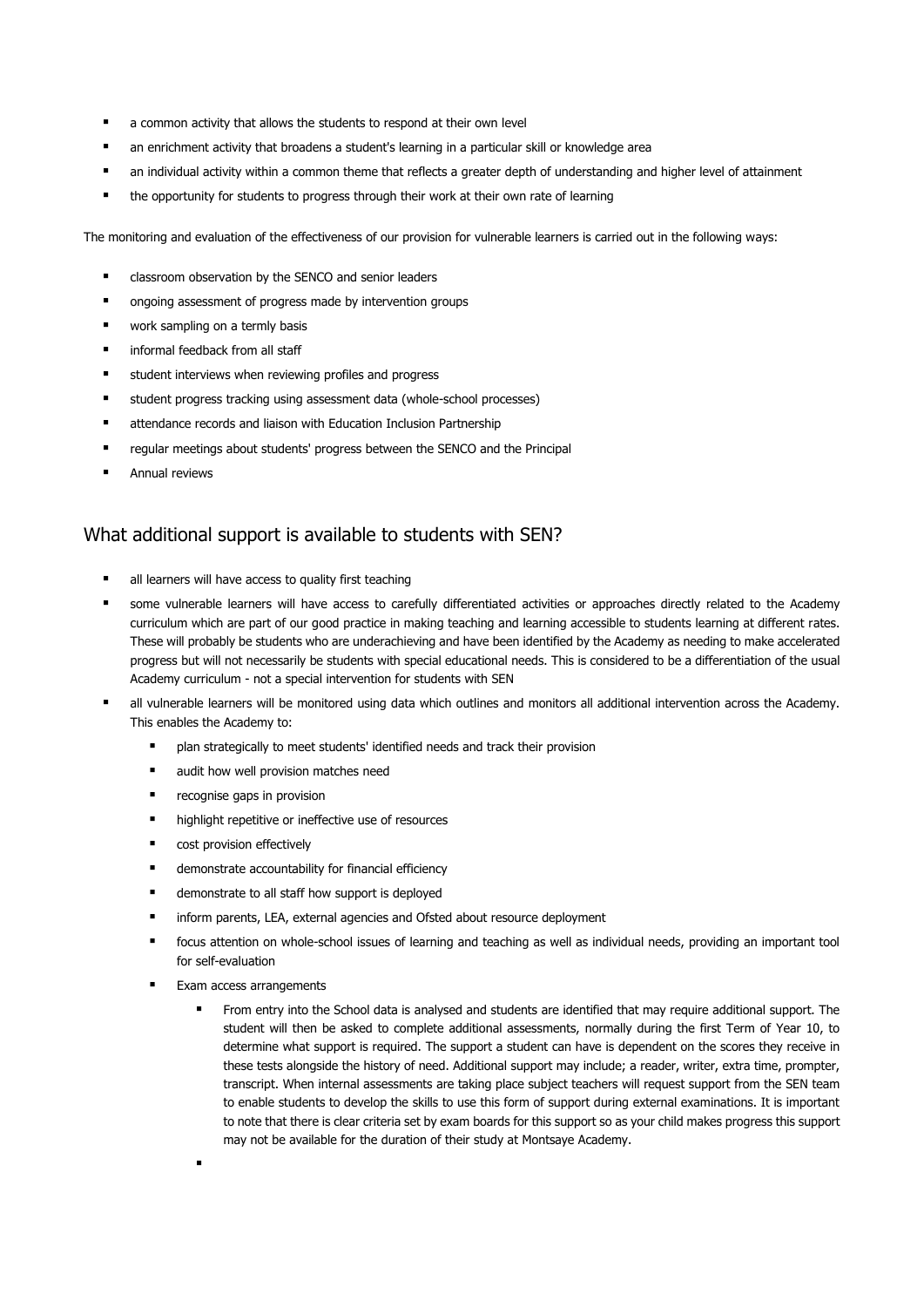- a common activity that allows the students to respond at their own level
- an enrichment activity that broadens a student's learning in a particular skill or knowledge area
- an individual activity within a common theme that reflects a greater depth of understanding and higher level of attainment
- the opportunity for students to progress through their work at their own rate of learning

The monitoring and evaluation of the effectiveness of our provision for vulnerable learners is carried out in the following ways:

- classroom observation by the SENCO and senior leaders
- ongoing assessment of progress made by intervention groups
- work sampling on a termly basis
- informal feedback from all staff
- student interviews when reviewing profiles and progress
- student progress tracking using assessment data (whole-school processes)
- attendance records and liaison with Education Inclusion Partnership
- regular meetings about students' progress between the SENCO and the Principal
- Annual reviews

## What additional support is available to students with SEN?

- all learners will have access to quality first teaching
- some vulnerable learners will have access to carefully differentiated activities or approaches directly related to the Academy curriculum which are part of our good practice in making teaching and learning accessible to students learning at different rates. These will probably be students who are underachieving and have been identified by the Academy as needing to make accelerated progress but will not necessarily be students with special educational needs. This is considered to be a differentiation of the usual Academy curriculum - not a special intervention for students with SEN
- all vulnerable learners will be monitored using data which outlines and monitors all additional intervention across the Academy. This enables the Academy to:
    - plan strategically to meet students' identified needs and track their provision
    - audit how well provision matches need
    - recognise gaps in provision
    - highlight repetitive or ineffective use of resources
    - cost provision effectively
    - demonstrate accountability for financial efficiency
    - demonstrate to all staff how support is deployed
    - inform parents, LEA, external agencies and Ofsted about resource deployment
    - focus attention on whole-school issues of learning and teaching as well as individual needs, providing an important tool for self-evaluation
    - Exam access arrangements
        - From entry into the School data is analysed and students are identified that may require additional support. The student will then be asked to complete additional assessments, normally during the first Term of Year 10, to determine what support is required. The support a student can have is dependent on the scores they receive in these tests alongside the history of need. Additional support may include; a reader, writer, extra time, prompter, transcript. When internal assessments are taking place subject teachers will request support from the SEN team to enable students to develop the skills to use this form of support during external examinations. It is important to note that there is clear criteria set by exam boards for this support so as your child makes progress this support may not be available for the duration of their study at Montsaye Academy.
        -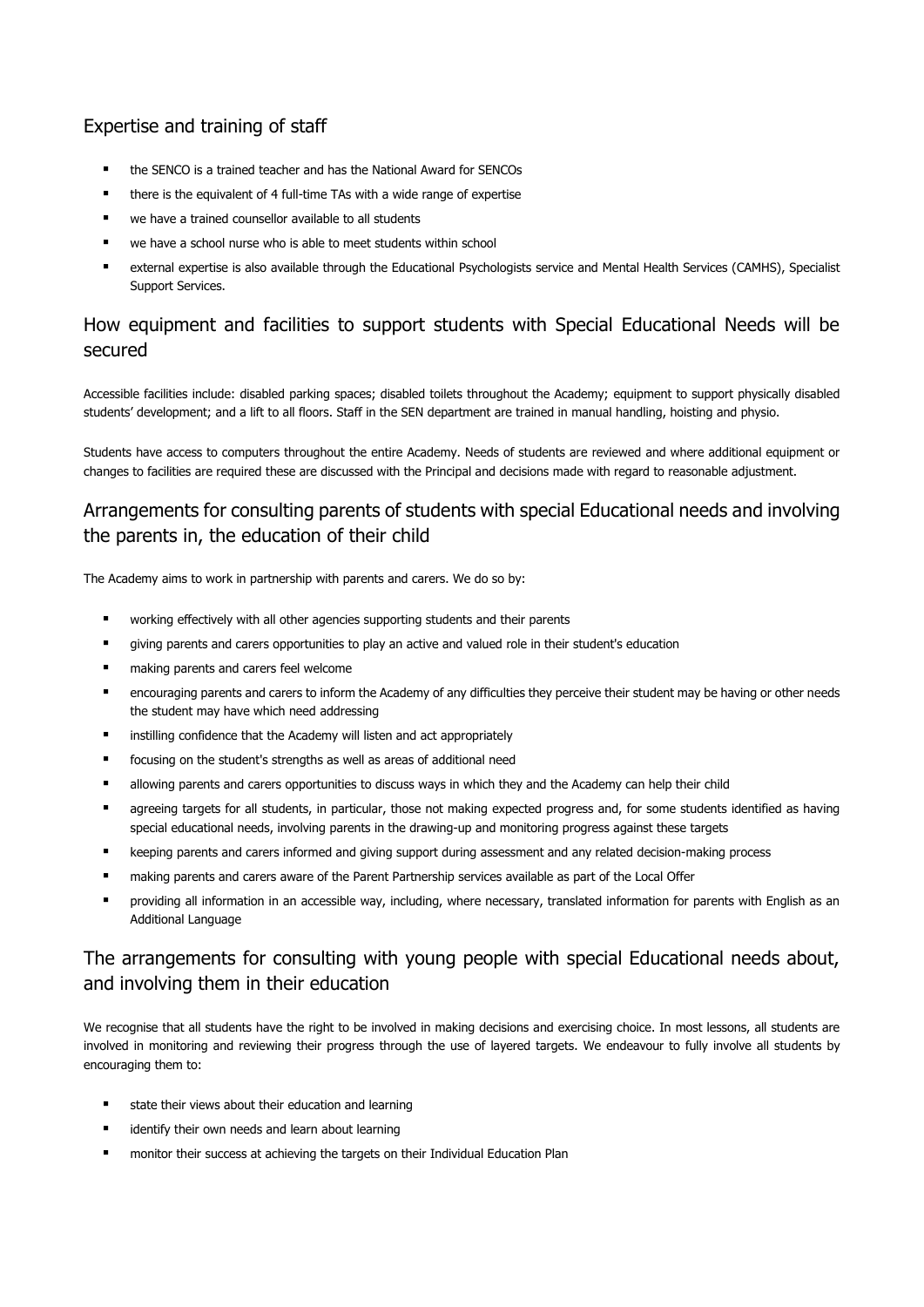## Expertise and training of staff

- the SENCO is a trained teacher and has the National Award for SENCOs
- there is the equivalent of 4 full-time TAs with a wide range of expertise
- we have a trained counsellor available to all students
- we have a school nurse who is able to meet students within school
- external expertise is also available through the Educational Psychologists service and Mental Health Services (CAMHS), Specialist Support Services.

## How equipment and facilities to support students with Special Educational Needs will be secured

Accessible facilities include: disabled parking spaces; disabled toilets throughout the Academy; equipment to support physically disabled students' development; and a lift to all floors. Staff in the SEN department are trained in manual handling, hoisting and physio.

Students have access to computers throughout the entire Academy. Needs of students are reviewed and where additional equipment or changes to facilities are required these are discussed with the Principal and decisions made with regard to reasonable adjustment.

## Arrangements for consulting parents of students with special Educational needs and involving the parents in, the education of their child

The Academy aims to work in partnership with parents and carers. We do so by:

- working effectively with all other agencies supporting students and their parents
- giving parents and carers opportunities to play an active and valued role in their student's education
- making parents and carers feel welcome
- encouraging parents and carers to inform the Academy of any difficulties they perceive their student may be having or other needs the student may have which need addressing
- instilling confidence that the Academy will listen and act appropriately
- focusing on the student's strengths as well as areas of additional need
- allowing parents and carers opportunities to discuss ways in which they and the Academy can help their child
- agreeing targets for all students, in particular, those not making expected progress and, for some students identified as having special educational needs, involving parents in the drawing-up and monitoring progress against these targets
- keeping parents and carers informed and giving support during assessment and any related decision-making process
- making parents and carers aware of the Parent Partnership services available as part of the Local Offer
- providing all information in an accessible way, including, where necessary, translated information for parents with English as an Additional Language

## The arrangements for consulting with young people with special Educational needs about, and involving them in their education

We recognise that all students have the right to be involved in making decisions and exercising choice. In most lessons, all students are involved in monitoring and reviewing their progress through the use of layered targets. We endeavour to fully involve all students by encouraging them to:

- state their views about their education and learning
- identify their own needs and learn about learning
- monitor their success at achieving the targets on their Individual Education Plan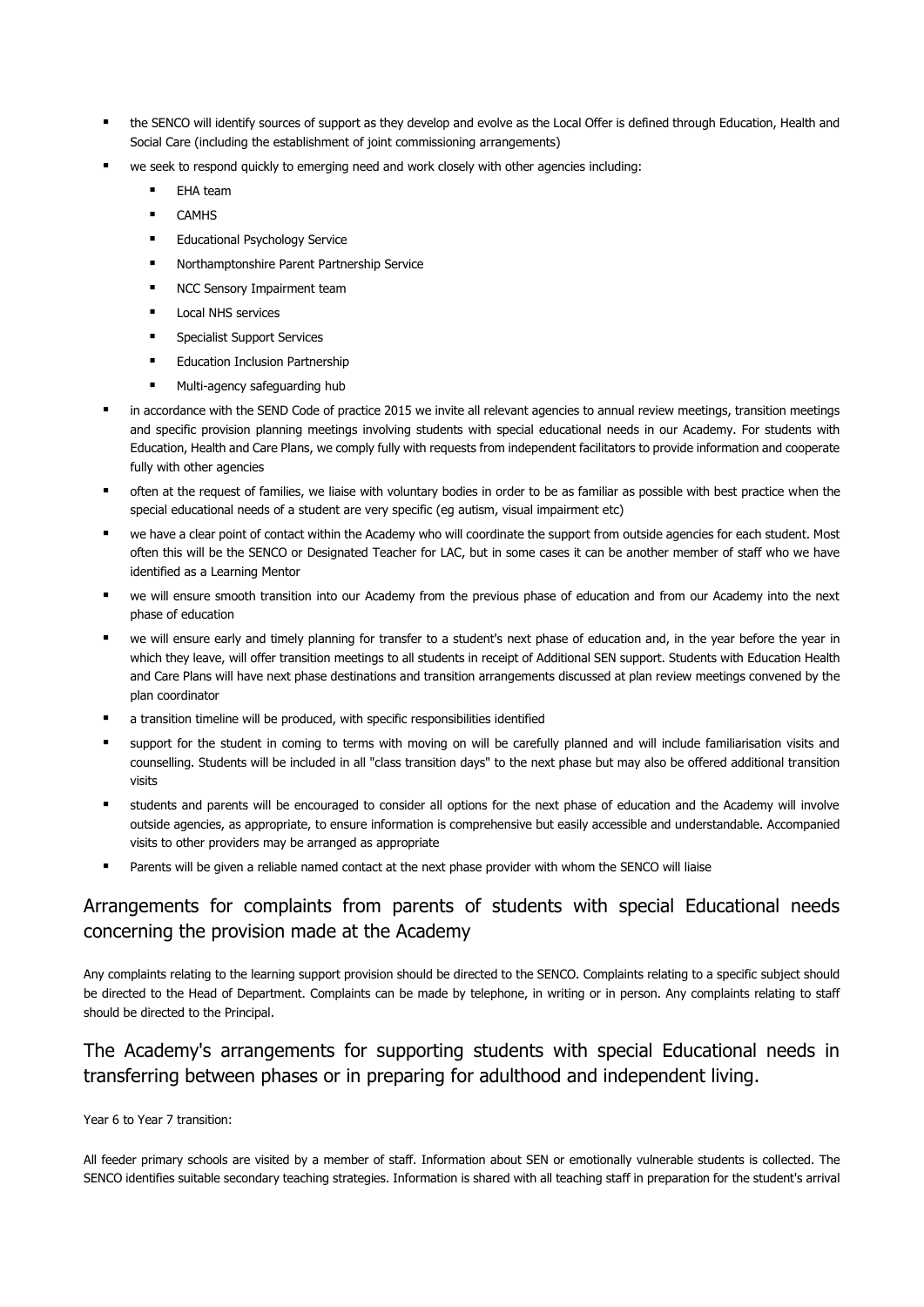- the SENCO will identify sources of support as they develop and evolve as the Local Offer is defined through Education, Health and Social Care (including the establishment of joint commissioning arrangements)
- we seek to respond quickly to emerging need and work closely with other agencies including:
  - EHA team
  - CAMHS
  - Educational Psychology Service
  - Northamptonshire Parent Partnership Service
  - NCC Sensory Impairment team
  - Local NHS services
  - Specialist Support Services
  - Education Inclusion Partnership
  - Multi-agency safeguarding hub
- in accordance with the SEND Code of practice 2015 we invite all relevant agencies to annual review meetings, transition meetings and specific provision planning meetings involving students with special educational needs in our Academy. For students with Education, Health and Care Plans, we comply fully with requests from independent facilitators to provide information and cooperate fully with other agencies
- often at the request of families, we liaise with voluntary bodies in order to be as familiar as possible with best practice when the special educational needs of a student are very specific (eg autism, visual impairment etc)
- we have a clear point of contact within the Academy who will coordinate the support from outside agencies for each student. Most often this will be the SENCO or Designated Teacher for LAC, but in some cases it can be another member of staff who we have identified as a Learning Mentor
- we will ensure smooth transition into our Academy from the previous phase of education and from our Academy into the next phase of education
- we will ensure early and timely planning for transfer to a student's next phase of education and, in the year before the year in which they leave, will offer transition meetings to all students in receipt of Additional SEN support. Students with Education Health and Care Plans will have next phase destinations and transition arrangements discussed at plan review meetings convened by the plan coordinator
- a transition timeline will be produced, with specific responsibilities identified
- support for the student in coming to terms with moving on will be carefully planned and will include familiarisation visits and counselling. Students will be included in all "class transition days" to the next phase but may also be offered additional transition visits
- students and parents will be encouraged to consider all options for the next phase of education and the Academy will involve outside agencies, as appropriate, to ensure information is comprehensive but easily accessible and understandable. Accompanied visits to other providers may be arranged as appropriate
- Parents will be given a reliable named contact at the next phase provider with whom the SENCO will liaise

## Arrangements for complaints from parents of students with special Educational needs concerning the provision made at the Academy

Any complaints relating to the learning support provision should be directed to the SENCO. Complaints relating to a specific subject should be directed to the Head of Department. Complaints can be made by telephone, in writing or in person. Any complaints relating to staff should be directed to the Principal.

## The Academy's arrangements for supporting students with special Educational needs in transferring between phases or in preparing for adulthood and independent living.

Year 6 to Year 7 transition:

All feeder primary schools are visited by a member of staff. Information about SEN or emotionally vulnerable students is collected. The SENCO identifies suitable secondary teaching strategies. Information is shared with all teaching staff in preparation for the student's arrival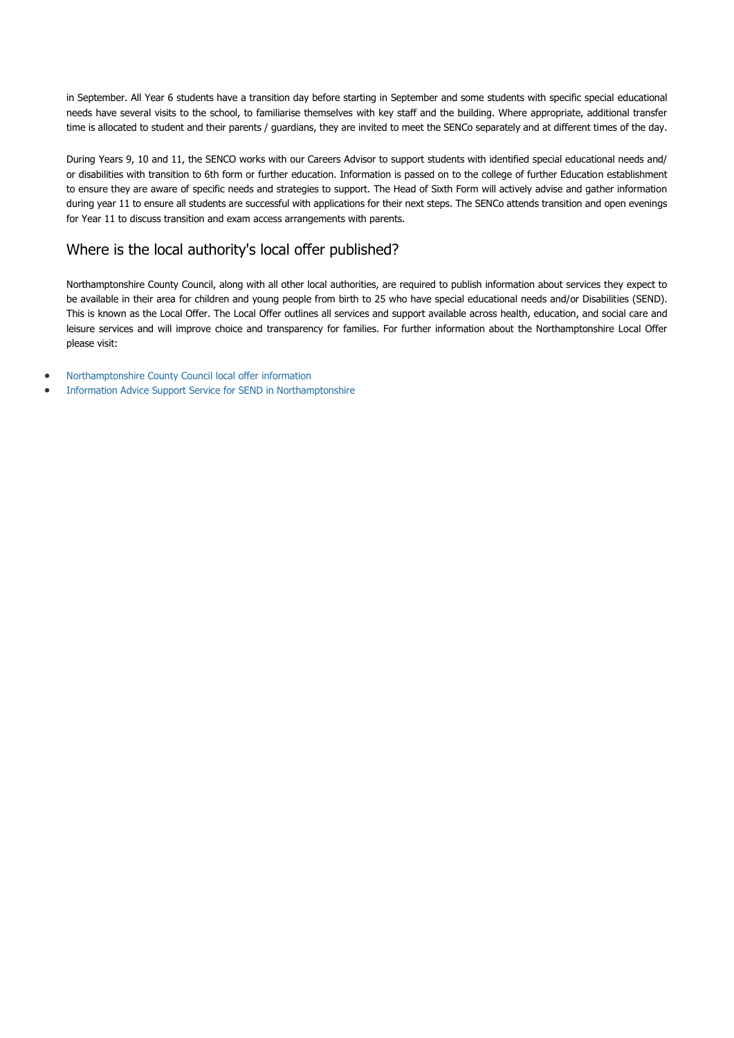in September. All Year 6 students have a transition day before starting in September and some students with specific special educational needs have several visits to the school, to familiarise themselves with key staff and the building. Where appropriate, additional transfer time is allocated to student and their parents / guardians, they are invited to meet the SENCo separately and at different times of the day.

During Years 9, 10 and 11, the SENCO works with our Careers Advisor to support students with identified special educational needs and/ or disabilities with transition to 6th form or further education. Information is passed on to the college of further Education establishment to ensure they are aware of specific needs and strategies to support. The Head of Sixth Form will actively advise and gather information during year 11 to ensure all students are successful with applications for their next steps. The SENCo attends transition and open evenings for Year 11 to discuss transition and exam access arrangements with parents.

## Where is the local authority's local offer published?

Northamptonshire County Council, along with all other local authorities, are required to publish information about services they expect to be available in their area for children and young people from birth to 25 who have special educational needs and/or Disabilities (SEND). This is known as the Local Offer. The Local Offer outlines all services and support available across health, education, and social care and leisure services and will improve choice and transparency for families. For further information about the Northamptonshire Local Offer please visit:

- Northamptonshire County Council local offer information
- Information Advice Support Service for SEND in Northamptonshire